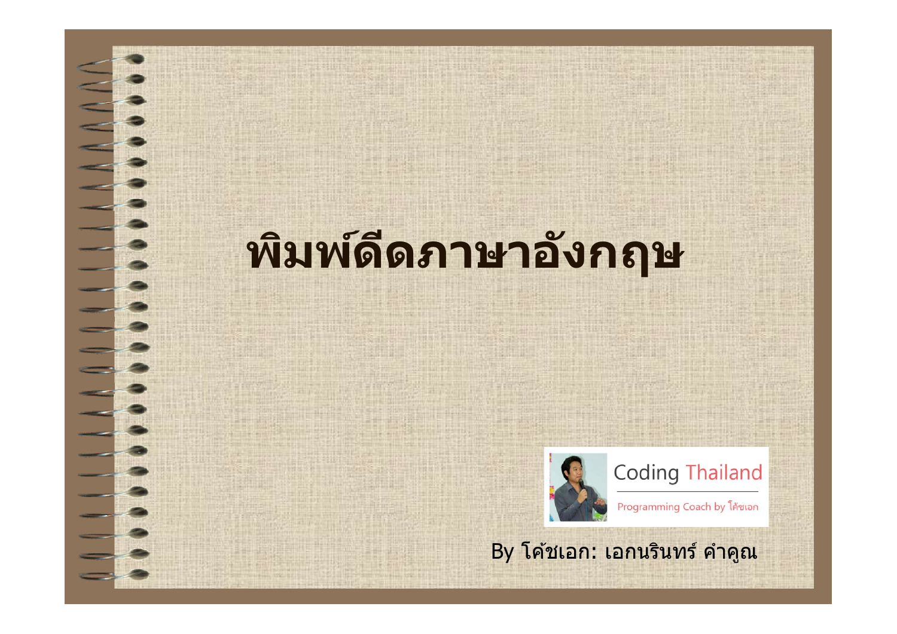# พิมพ์ดีดภาษาอังกฤษ

Coding Thailand

Programming Coach by โค้ชเอก

By โค้ชเอก: เอกนรินทร์ คำคูณ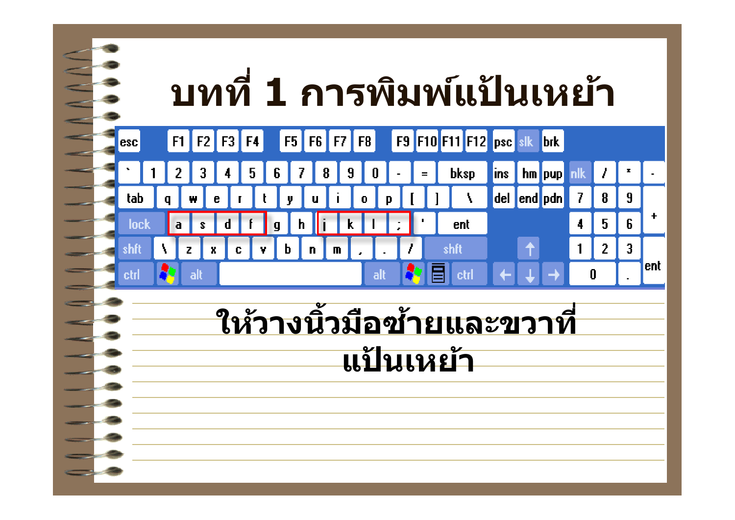# บทที่ 1 การพิมพ์แป้นเหย้า

ให้วางนิ้วมือซ้ายและขวาที่แป้นเหย้า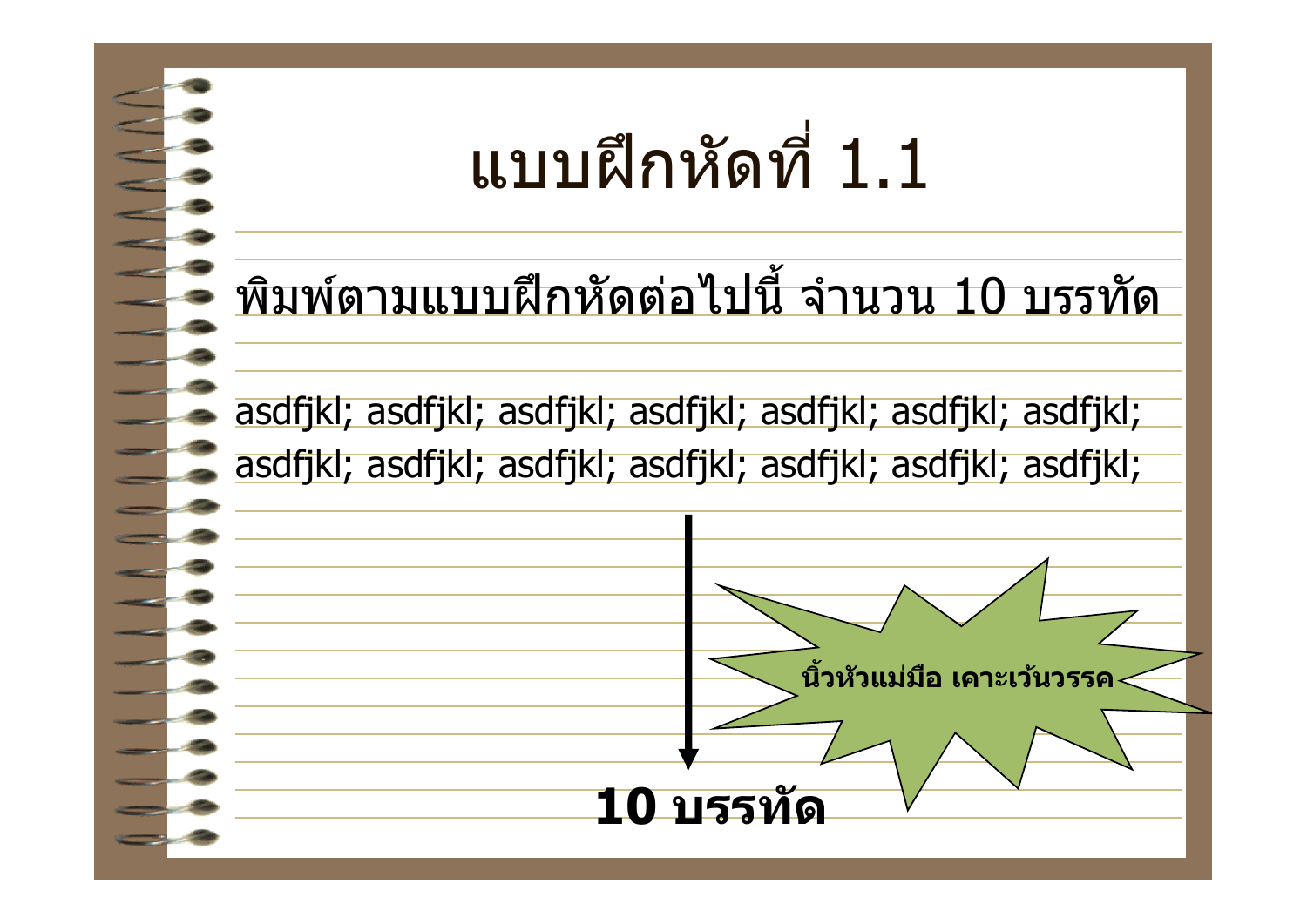# แบบฝึกหัดที่ 1.1

พิมพ์ตามแบบฝึกหัดต่อไปนี้ จำนวน 10 บรรทัด

asdfjkl; asdfjkl; asdfjkl; asdfjkl; asdfjkl; asdfjkl; asdfjkl;
asdfjkl; asdfjkl; asdfjkl; asdfjkl; asdfjkl; asdfjkl; asdfjkl;

**นิ้วหัวแม่มือ เคาะเว้นวรรค**

**10 บรรทัด**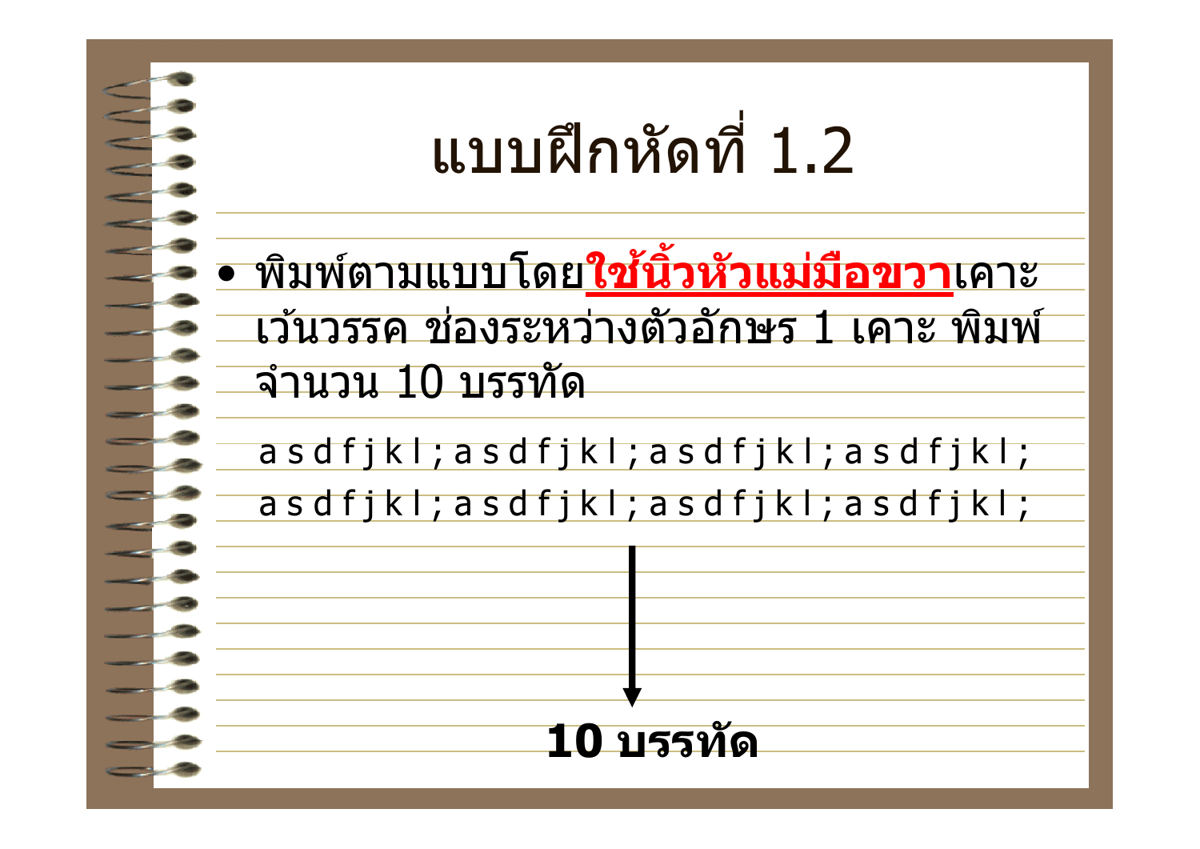# แบบฝึกหัดที่ 1.2

- พิมพ์ตามแบบโดย**ใช้นิ้วหัวแม่มือขวา**เคาะเว้นวรรค ช่องระหว่างตัวอักษร 1 เคาะ พิมพ์จำนวน 10 บรรทัด

```
a s d f j k l ; a s d f j k l ; a s d f j k l ; a s d f j k l ;
a s d f j k l ; a s d f j k l ; a s d f j k l ; a s d f j k l ;
```

**10 บรรทัด**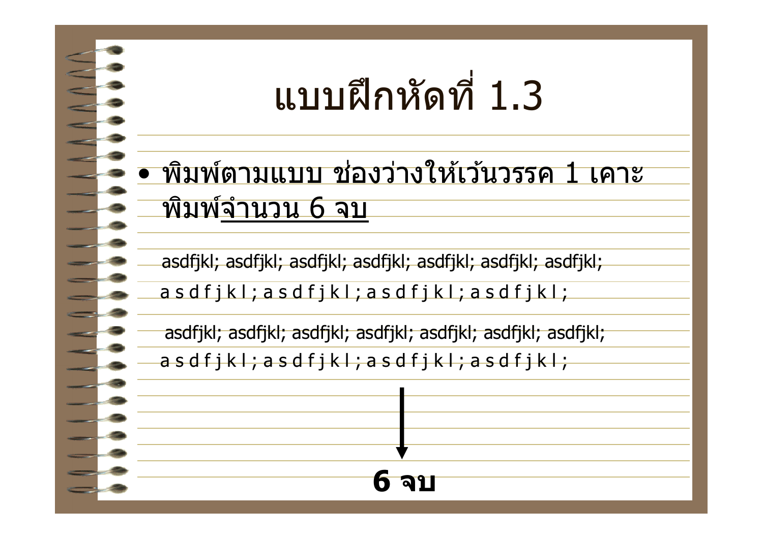# แบบฝึกหัดที่ 1.3

- พิมพ์ตามแบบ ช่องว่างให้เว้นวรรค 1 เคาะ พิมพ์จำนวน 6 จบ

asdfjkl; asdfjkl; asdfjkl; asdfjkl; asdfjkl; asdfjkl; asdfjkl;

a s d f j k l ; a s d f j k l ; a s d f j k l ; a s d f j k l ;

asdfjkl; asdfjkl; asdfjkl; asdfjkl; asdfjkl; asdfjkl; asdfjkl;

a s d f j k l ; a s d f j k l ; a s d f j k l ; a s d f j k l ;

↓

**6 จบ**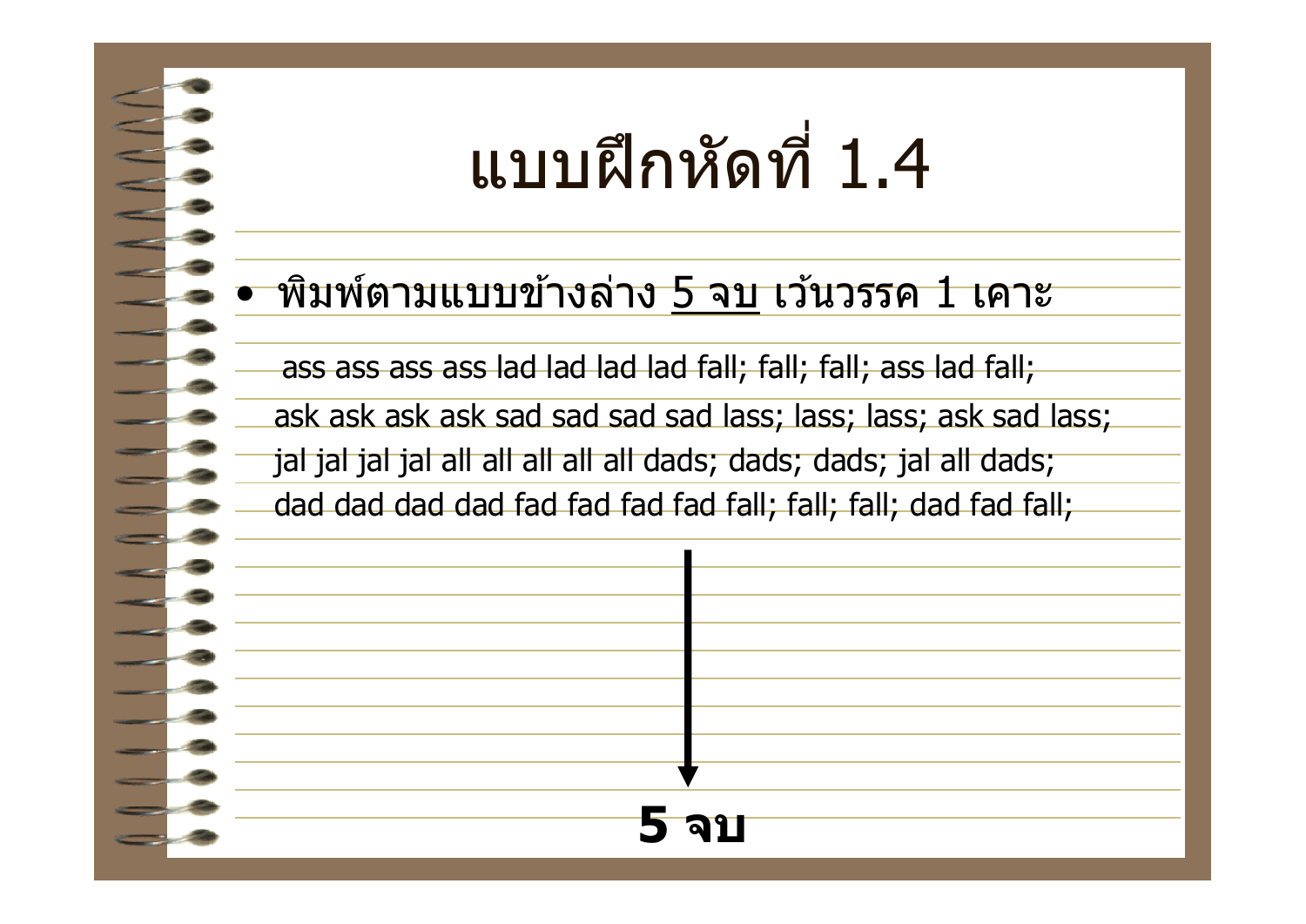# แบบฝึกหัดที่ 1.4

- พิมพ์ตามแบบข้างล่าง <u>5 จบ</u> เว้นวรรค 1 เคาะ

ass ass ass ass lad lad lad lad fall; fall; fall; ass lad fall;
ask ask ask ask sad sad sad sad lass; lass; lass; ask sad lass;
jal jal jal jal all all all all all dads; dads; dads; jal all dads;
dad dad dad dad fad fad fad fad fall; fall; fall; dad fad fall;

**5 จบ**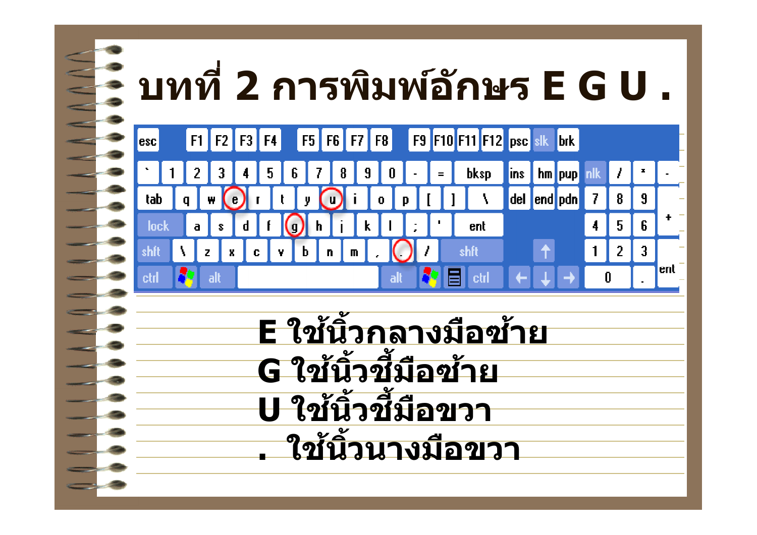# บทที่ 2 การพิมพ์อักษร E G U .

E ใช้นิ้วกลางมือซ้าย

G ใช้นิ้วชี้มือซ้าย

U ใช้นิ้วชี้มือขวา

. ใช้นิ้วนางมือขวา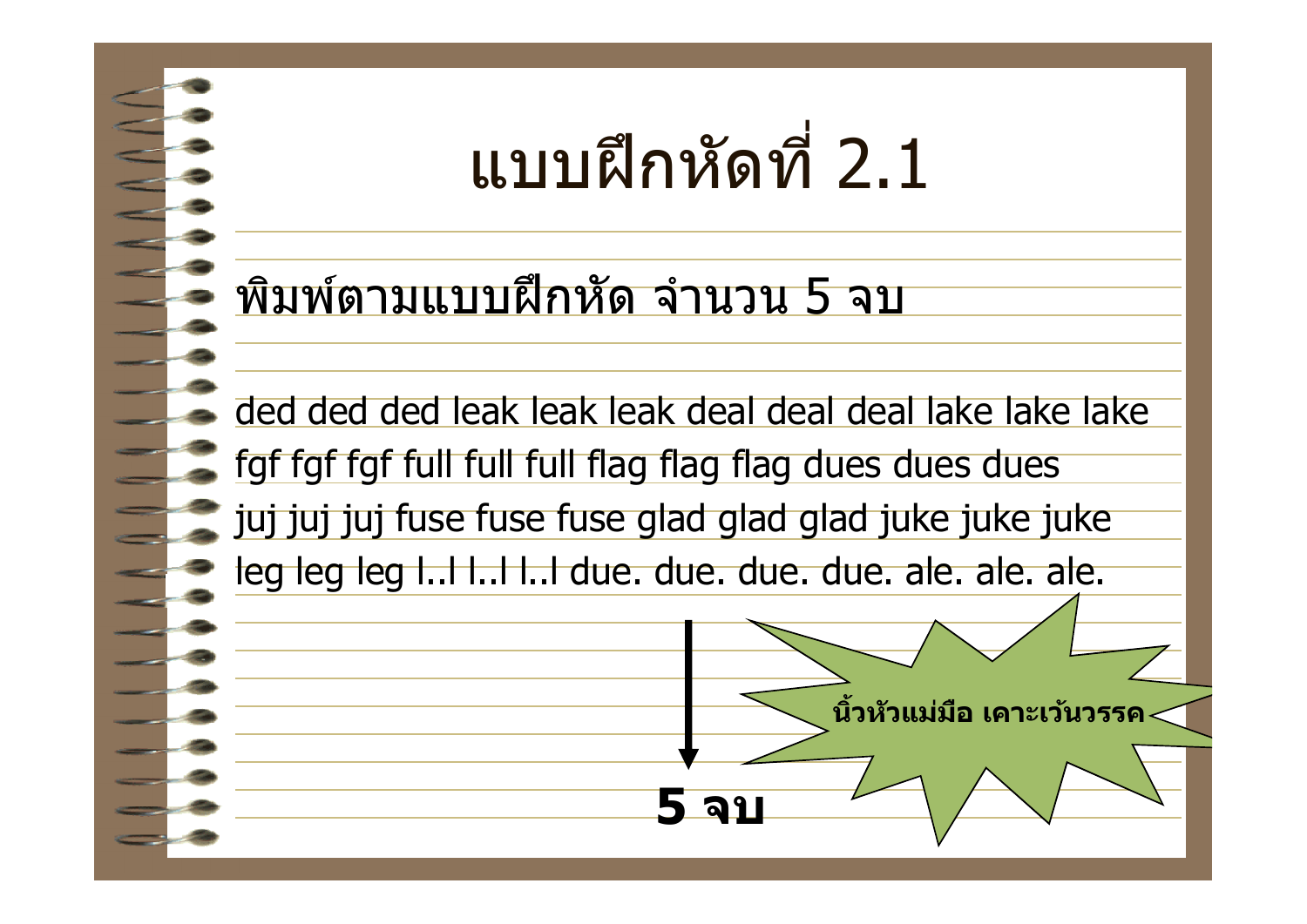# แบบฝึกหัดที่ 2.1

พิมพ์ตามแบบฝึกหัด จำนวน 5 จบ

ded ded ded leak leak leak deal deal deal lake lake lake
fgf fgf fgf full full full flag flag flag dues dues dues
juj juj juj fuse fuse fuse glad glad glad juke juke juke
leg leg leg l..l l..l l..l due. due. due. due. ale. ale. ale.

**5 จบ**

**นิ้วหัวแม่มือ เคาะเว้นวรรค**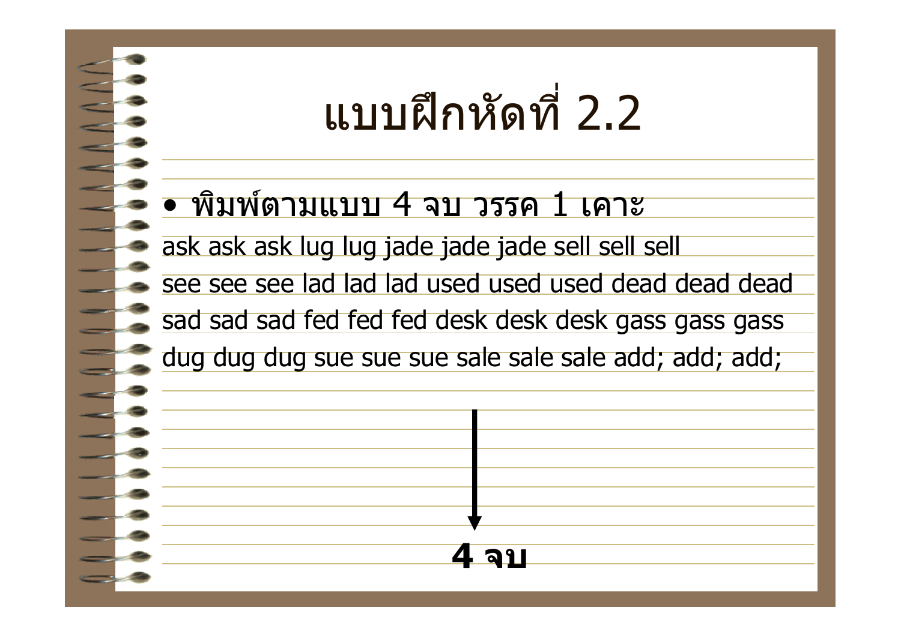# แบบฝึกหัดที่ 2.2

- พิมพ์ตามแบบ 4 จบ วรรค 1 เคาะ

ask ask ask lug lug jade jade jade sell sell sell
see see see lad lad lad used used used dead dead dead
sad sad sad fed fed fed desk desk desk gass gass gass
dug dug dug sue sue sue sale sale sale add; add; add;

**4 จบ**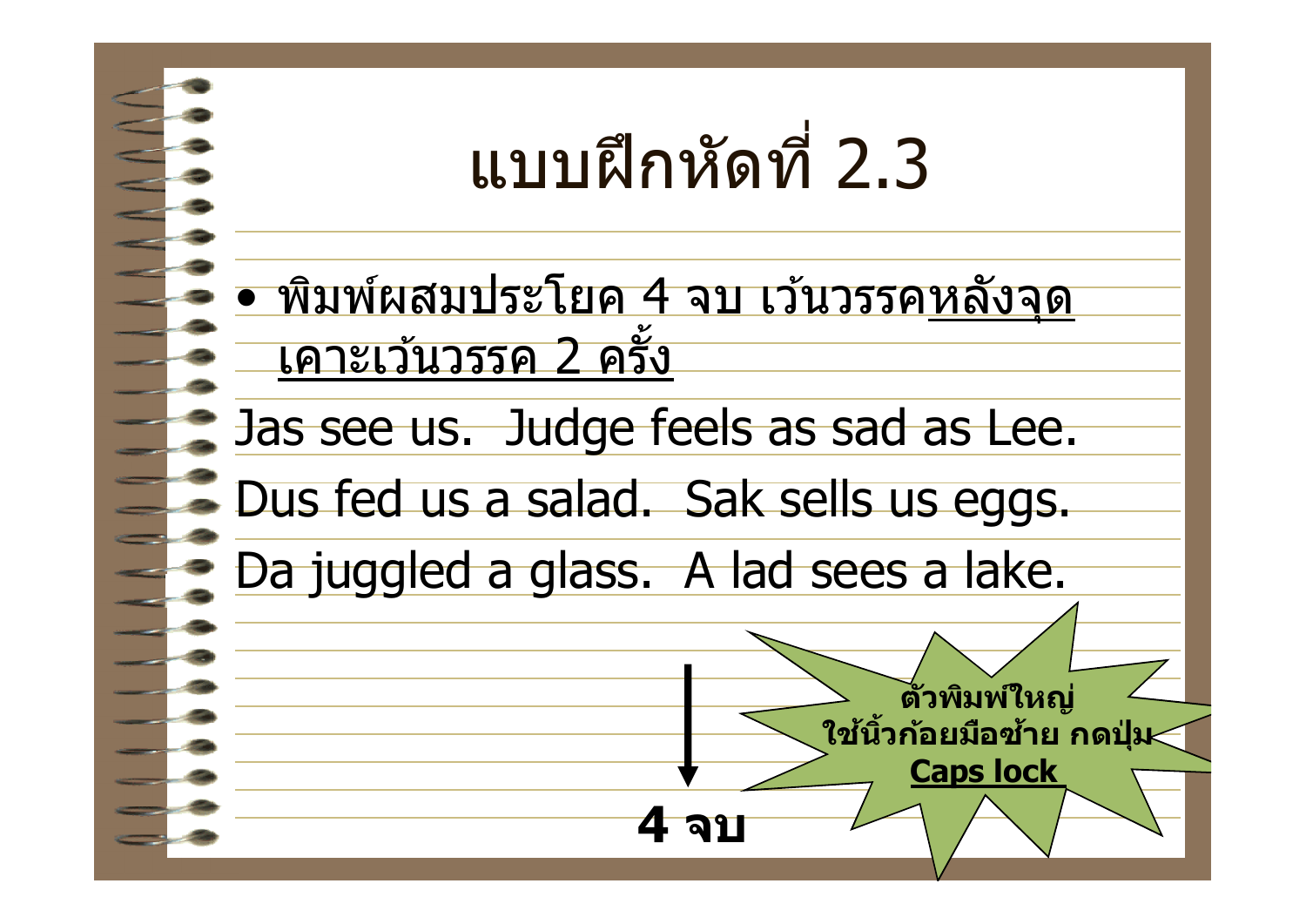# แบบฝึกหัดที่ 2.3

- พิมพ์ผสมประโยค 4 จบ เว้นวรรคหลังจุด เคาะเว้นวรรค 2 ครั้ง

Jas see us.  Judge feels as sad as Lee.

Dus fed us a salad.  Sak sells us eggs.

Da juggled a glass.  A lad sees a lake.

**4 จบ**

**ตัวพิมพ์ใหญ่ ใช้นิ้วก้อยมือซ้าย กดปุ่ม Caps lock**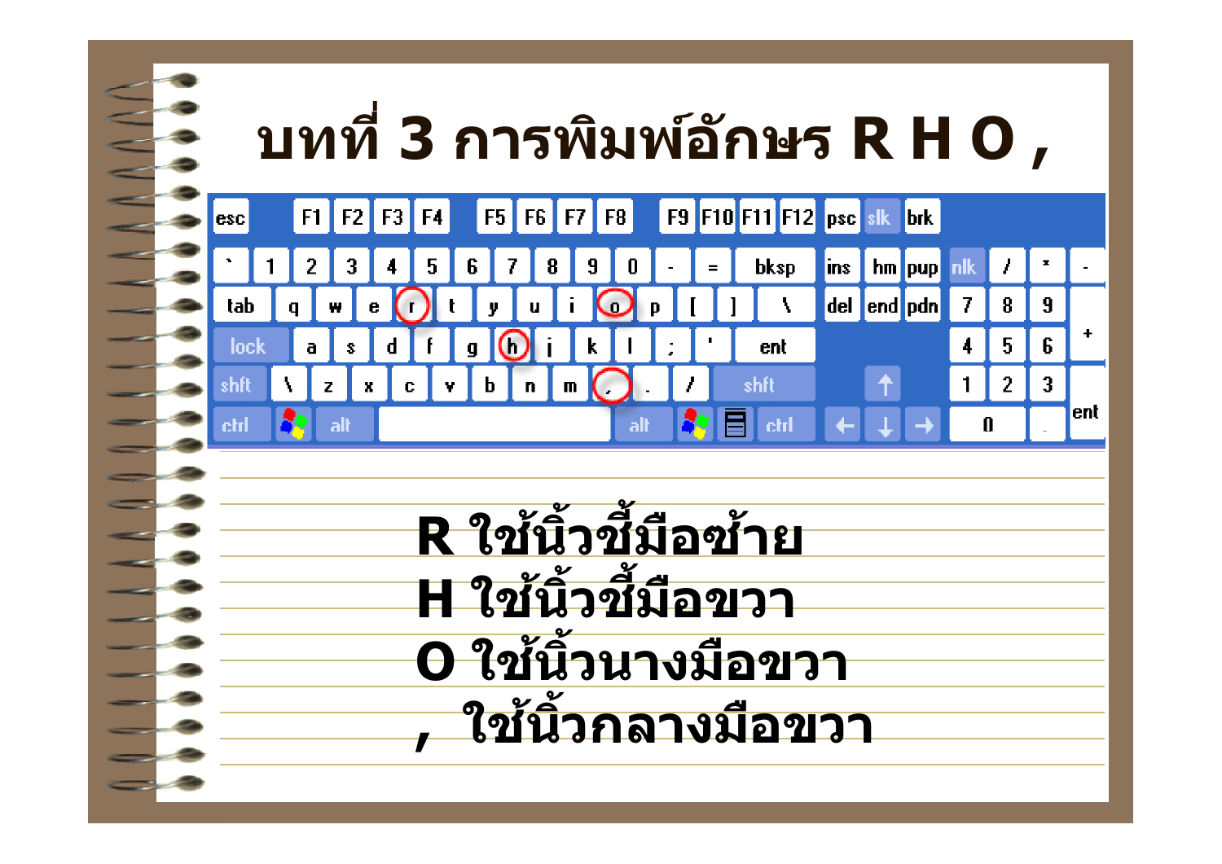# บทที่ 3 การพิมพ์อักษร R H O ,

R ใช้นิ้วชี้มือซ้าย

H ใช้นิ้วชี้มือขวา

O ใช้นิ้วนางมือขวา

, ใช้นิ้วกลางมือขวา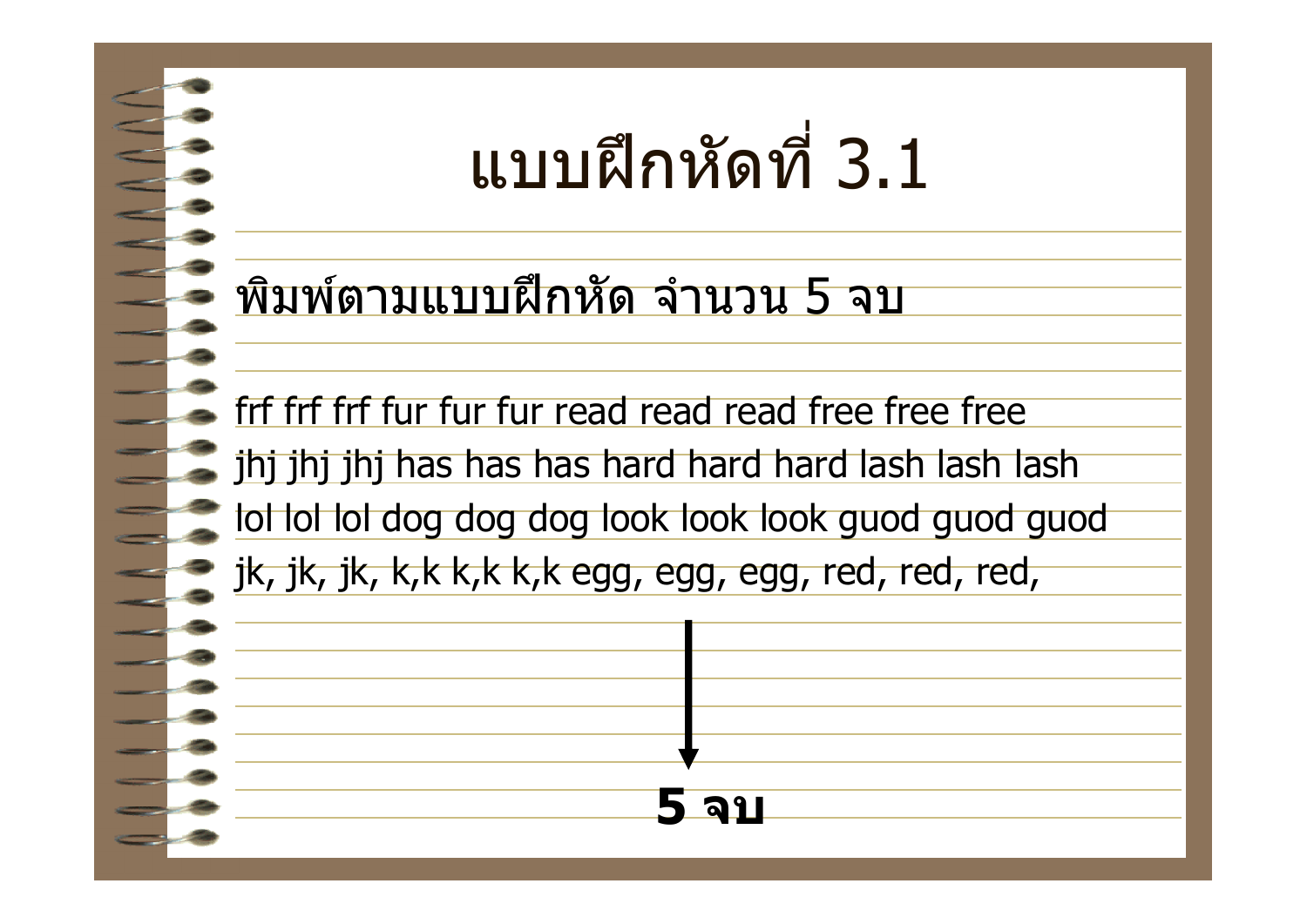# แบบฝึกหัดที่ 3.1

พิมพ์ตามแบบฝึกหัด จำนวน 5 จบ

frf frf frf fur fur fur read read read free free free
jhj jhj jhj has has has hard hard hard lash lash lash
lol lol lol dog dog dog look look look guod guod guod
jk, jk, jk, k,k k,k k,k egg, egg, egg, red, red, red,

↓

**5 จบ**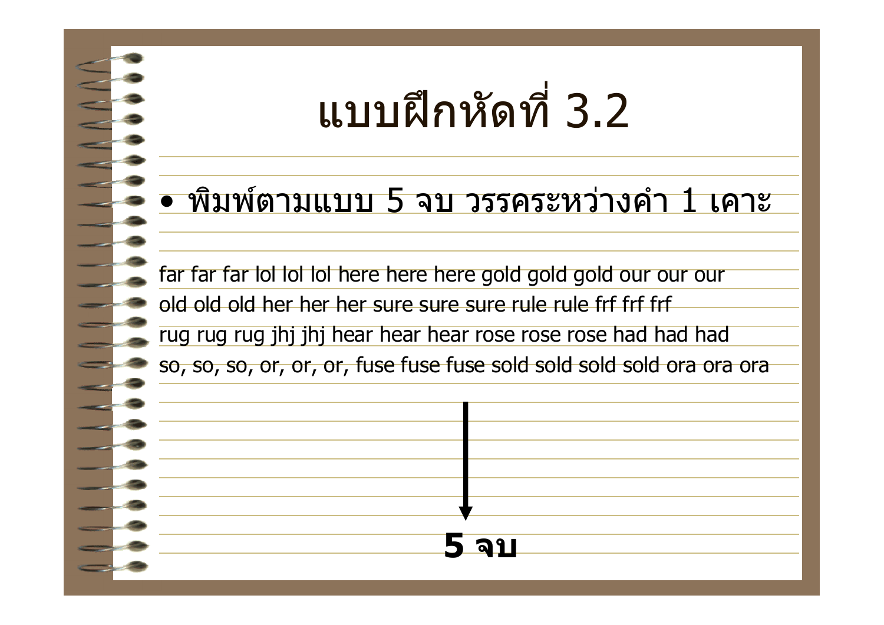# แบบฝึกหัดที่ 3.2

- พิมพ์ตามแบบ 5 จบ วรรคระหว่างคำ 1 เคาะ

far far far lol lol lol here here here gold gold gold our our our
old old old her her her sure sure sure rule rule frf frf frf
rug rug rug jhj jhj hear hear hear rose rose rose had had had
so, so, so, or, or, or, fuse fuse fuse sold sold sold sold ora ora ora

**5 จบ**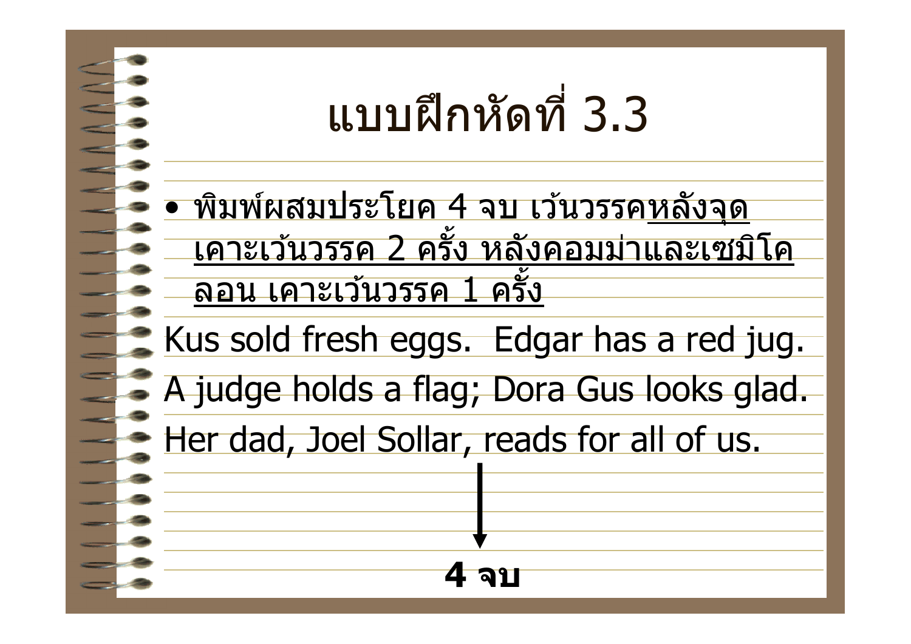# แบบฝึกหัดที่ 3.3

- <u>พิมพ์ผสมประโยค 4 จบ เว้นวรรคหลังจุด เคาะเว้นวรรค 2 ครั้ง หลังคอมม่าและเซมิโคลอน เคาะเว้นวรรค 1 ครั้ง</u>

Kus sold fresh eggs.  Edgar has a red jug.
A judge holds a flag; Dora Gus looks glad.
Her dad, Joel Sollar, reads for all of us.

↓

**4 จบ**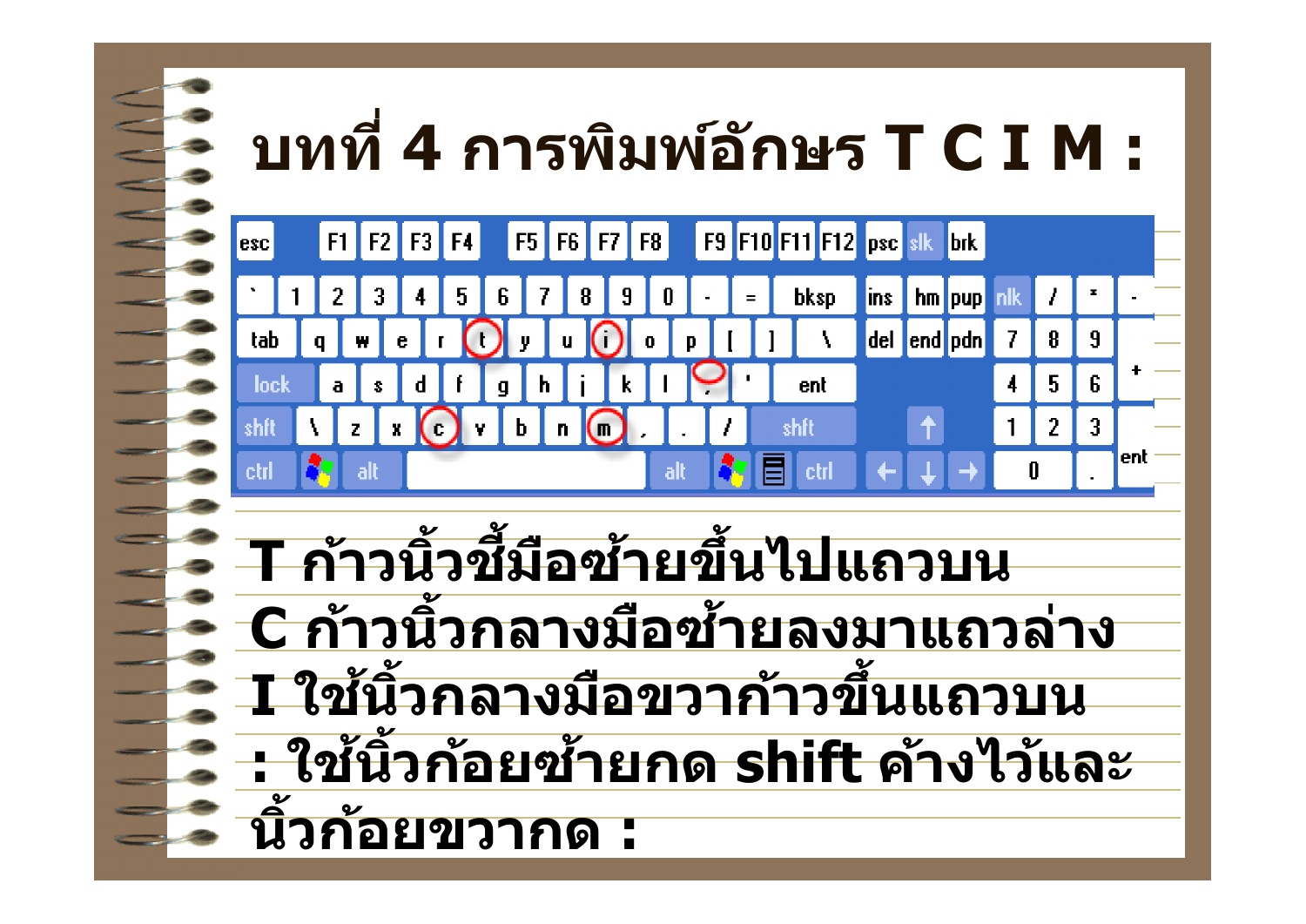# บทที่ 4 การพิมพ์อักษร T C I M :

T ก้าวนิ้วชี้มือซ้ายขึ้นไปแถวบน

C ก้าวนิ้วกลางมือซ้ายลงมาแถวล่าง

I ใช้นิ้วกลางมือขวาก้าวขึ้นแถวบน

: ใช้นิ้วก้อยซ้ายกด shift ค้างไว้และนิ้วก้อยขวากด :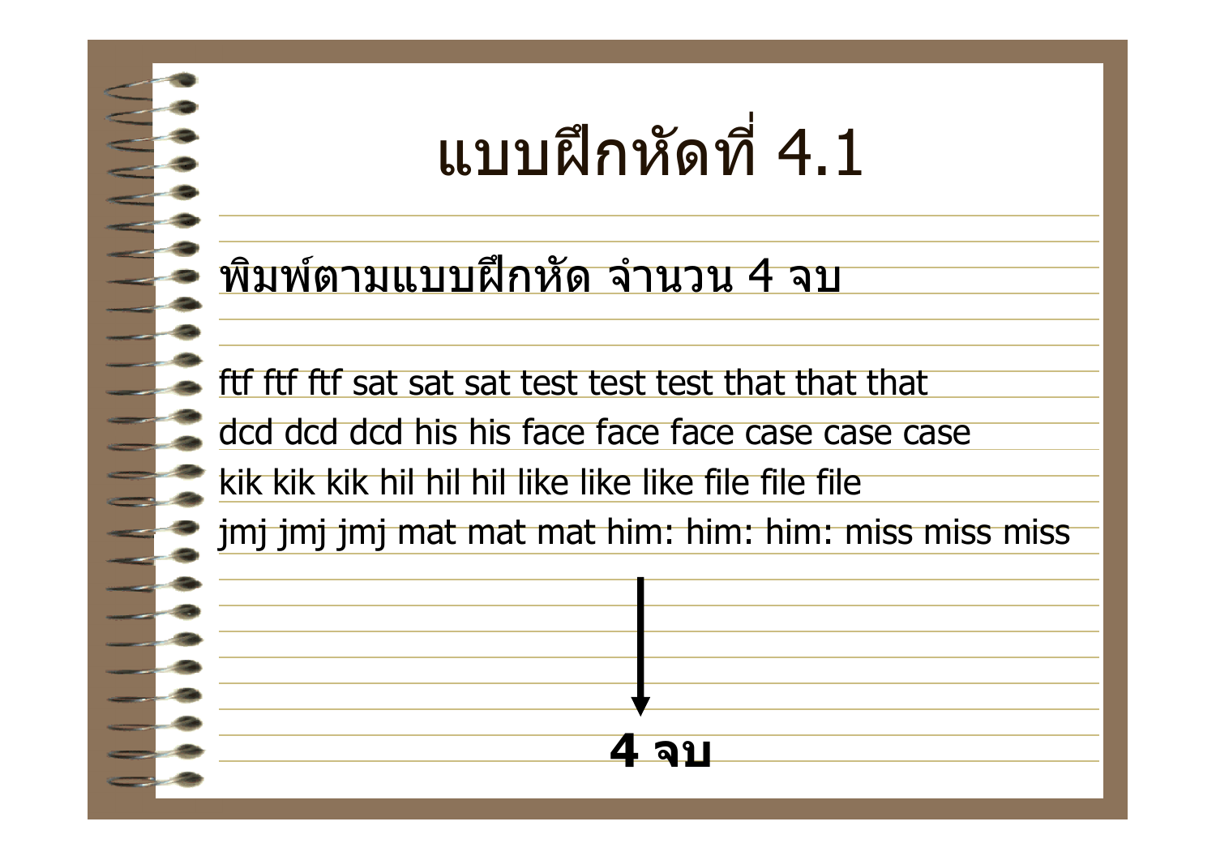# แบบฝึกหัดที่ 4.1

พิมพ์ตามแบบฝึกหัด จำนวน 4 จบ

ftf ftf ftf sat sat sat test test test that that that
dcd dcd dcd his his face face face case case case
kik kik kik hil hil hil like like like file file file
jmj jmj jmj mat mat mat him: him: him: miss miss miss

**4 จบ**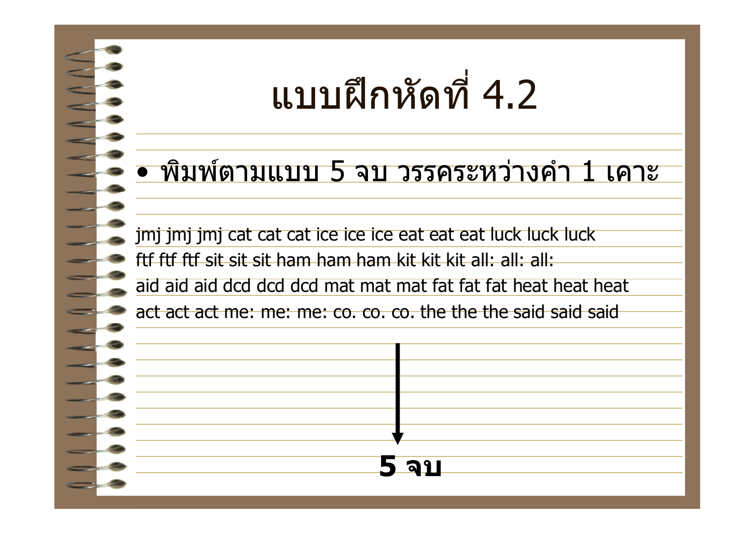# แบบฝึกหัดที่ 4.2

- พิมพ์ตามแบบ 5 จบ วรรคระหว่างคำ 1 เคาะ

jmj jmj jmj cat cat cat ice ice ice eat eat eat luck luck luck
ftf ftf ftf sit sit sit ham ham ham kit kit kit all: all: all:
aid aid aid dcd dcd dcd mat mat mat fat fat fat heat heat heat
act act act me: me: me: co. co. co. the the the said said said

**5 จบ**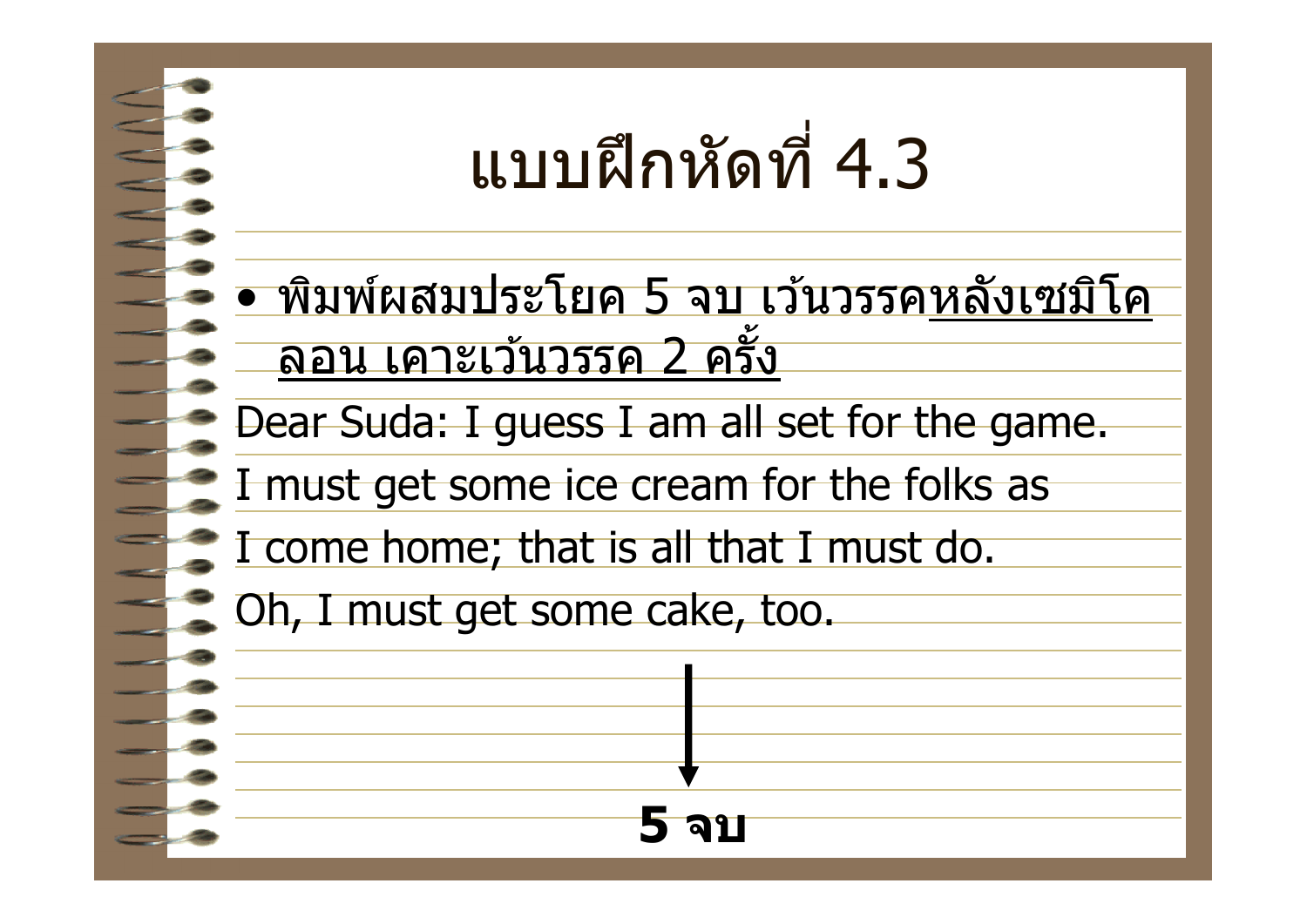# แบบฝึกหัดที่ 4.3

- พิมพ์ผสมประโยค 5 จบ เว้นวรรคหลังเซมิโคลอน เคาะเว้นวรรค 2 ครั้ง

Dear Suda: I guess I am all set for the game.

I must get some ice cream for the folks as

I come home; that is all that I must do.

Oh, I must get some cake, too.

↓

**5 จบ**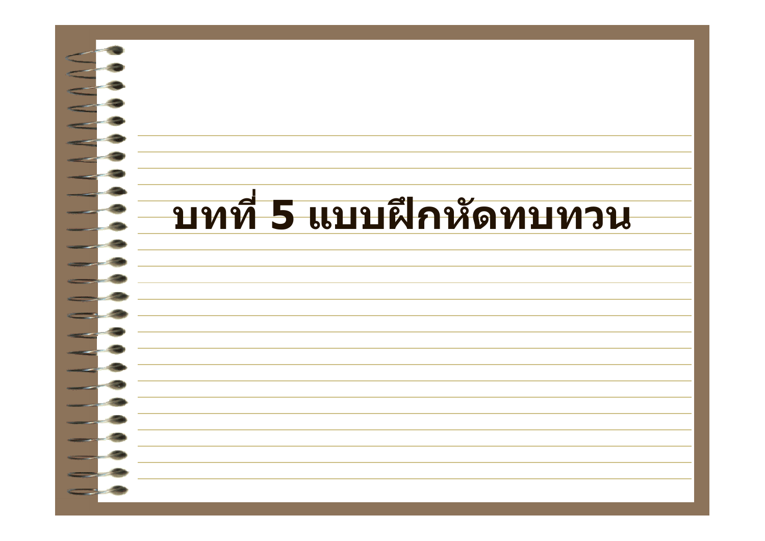# บทที่ 5 แบบฝึกหัดทบทวน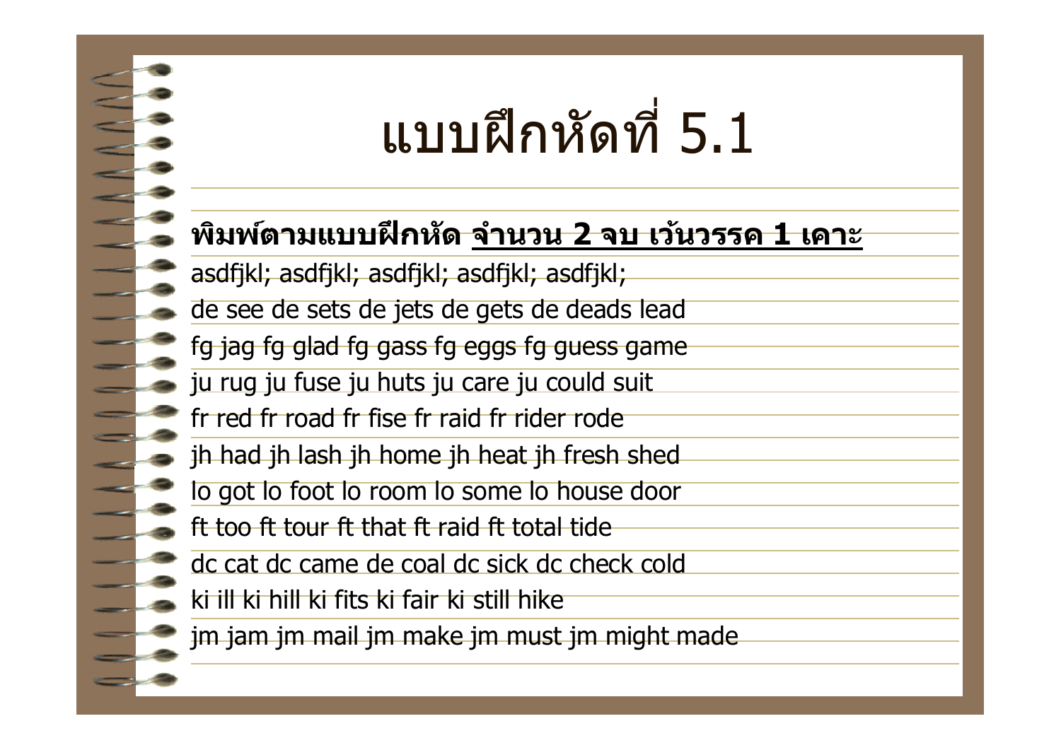# แบบฝึกหัดที่ 5.1

**พิมพ์ตามแบบฝึกหัด <u>จำนวน 2 จบ เว้นวรรค 1 เคาะ</u>**

asdfjkl; asdfjkl; asdfjkl; asdfjkl; asdfjkl;

de see de sets de jets de gets de deads lead

fg jag fg glad fg gass fg eggs fg guess game

ju rug ju fuse ju huts ju care ju could suit

fr red fr road fr fise fr raid fr rider rode

jh had jh lash jh home jh heat jh fresh shed

lo got lo foot lo room lo some lo house door

ft too ft tour ft that ft raid ft total tide

dc cat dc came de coal dc sick dc check cold

ki ill ki hill ki fits ki fair ki still hike

jm jam jm mail jm make jm must jm might made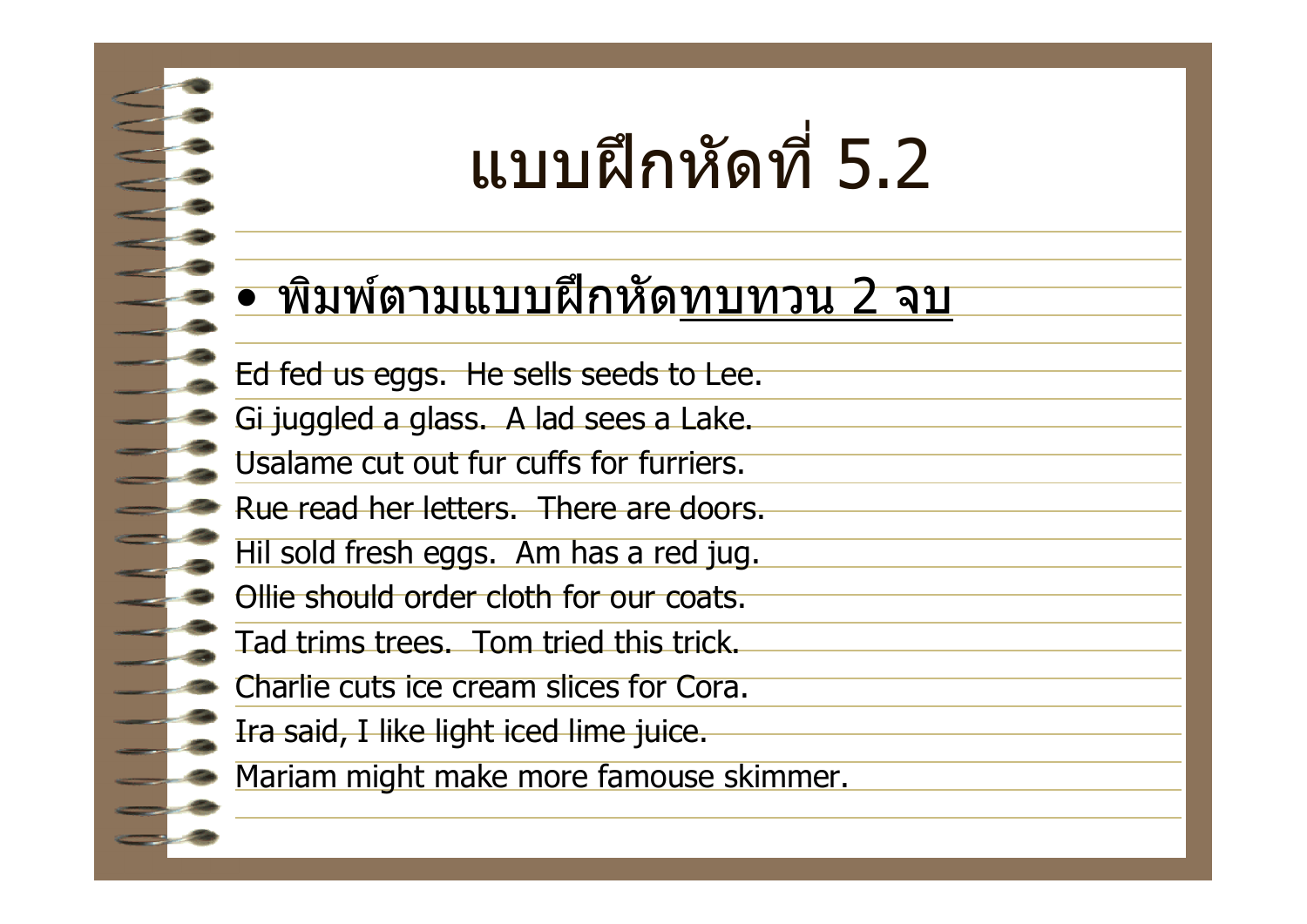# แบบฝึกหัดที่ 5.2

- พิมพ์ตามแบบฝึกหัด<u>ทบทวน 2 จบ</u>

Ed fed us eggs.  He sells seeds to Lee.

Gi juggled a glass.  A lad sees a Lake.

Usalame cut out fur cuffs for furriers.

Rue read her letters.  There are doors.

Hil sold fresh eggs.  Am has a red jug.

Ollie should order cloth for our coats.

Tad trims trees.  Tom tried this trick.

Charlie cuts ice cream slices for Cora.

Ira said, I like light iced lime juice.

Mariam might make more famouse skimmer.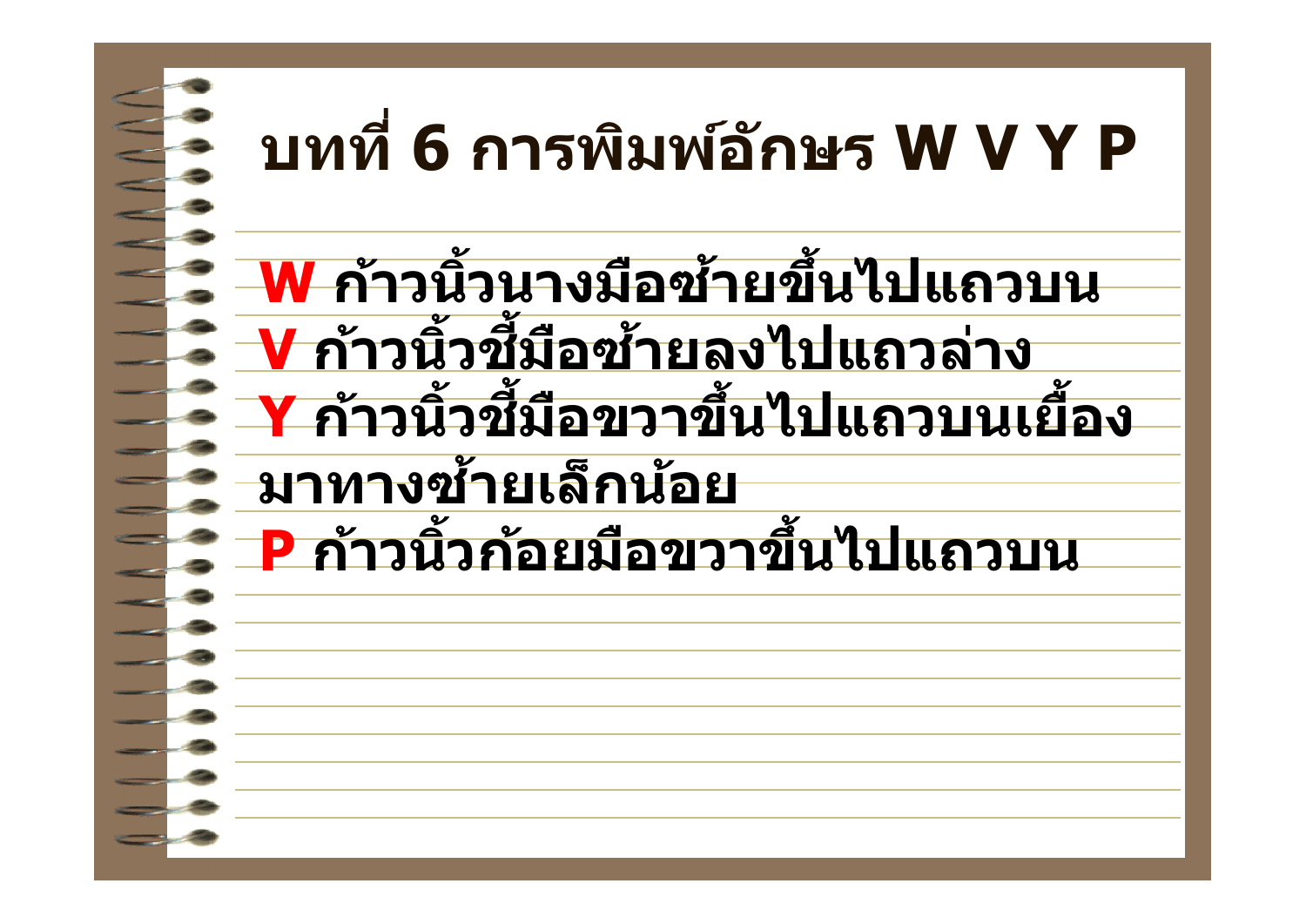# บทที่ 6 การพิมพ์อักษร W V Y P

**W** ก้าวนิ้วนางมือซ้ายขึ้นไปแถวบน
**V** ก้าวนิ้วชี้มือซ้ายลงไปแถวล่าง
**Y** ก้าวนิ้วชี้มือขวาขึ้นไปแถวบนเยื้องมาทางซ้ายเล็กน้อย
**P** ก้าวนิ้วก้อยมือขวาขึ้นไปแถวบน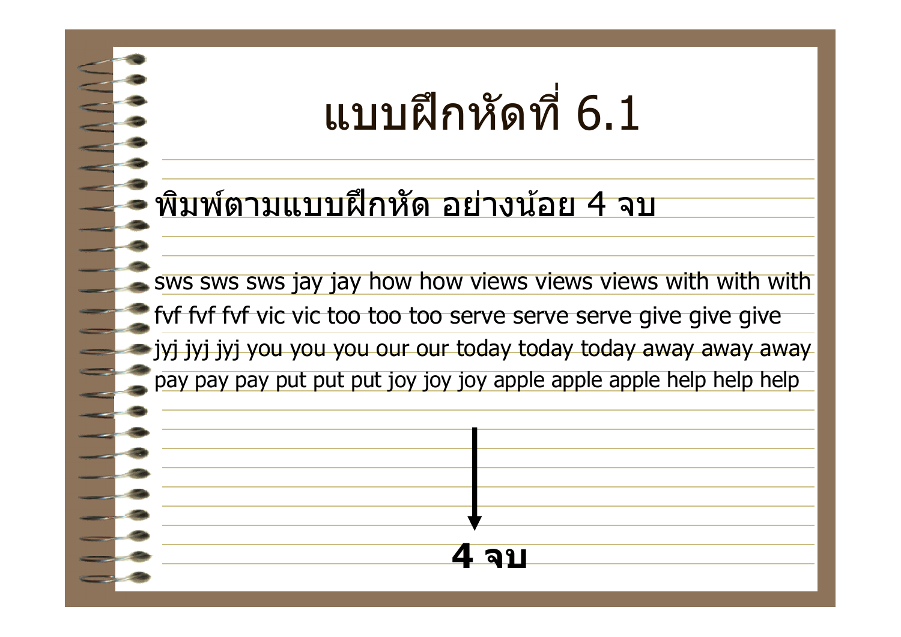# แบบฝึกหัดที่ 6.1

พิมพ์ตามแบบฝึกหัด อย่างน้อย 4 จบ

sws sws sws jay jay how how views views views with with with
fvf fvf fvf vic vic too too too serve serve serve give give give
jyj jyj jyj you you you our our today today today away away away
pay pay pay put put put joy joy joy apple apple apple help help help

**4 จบ**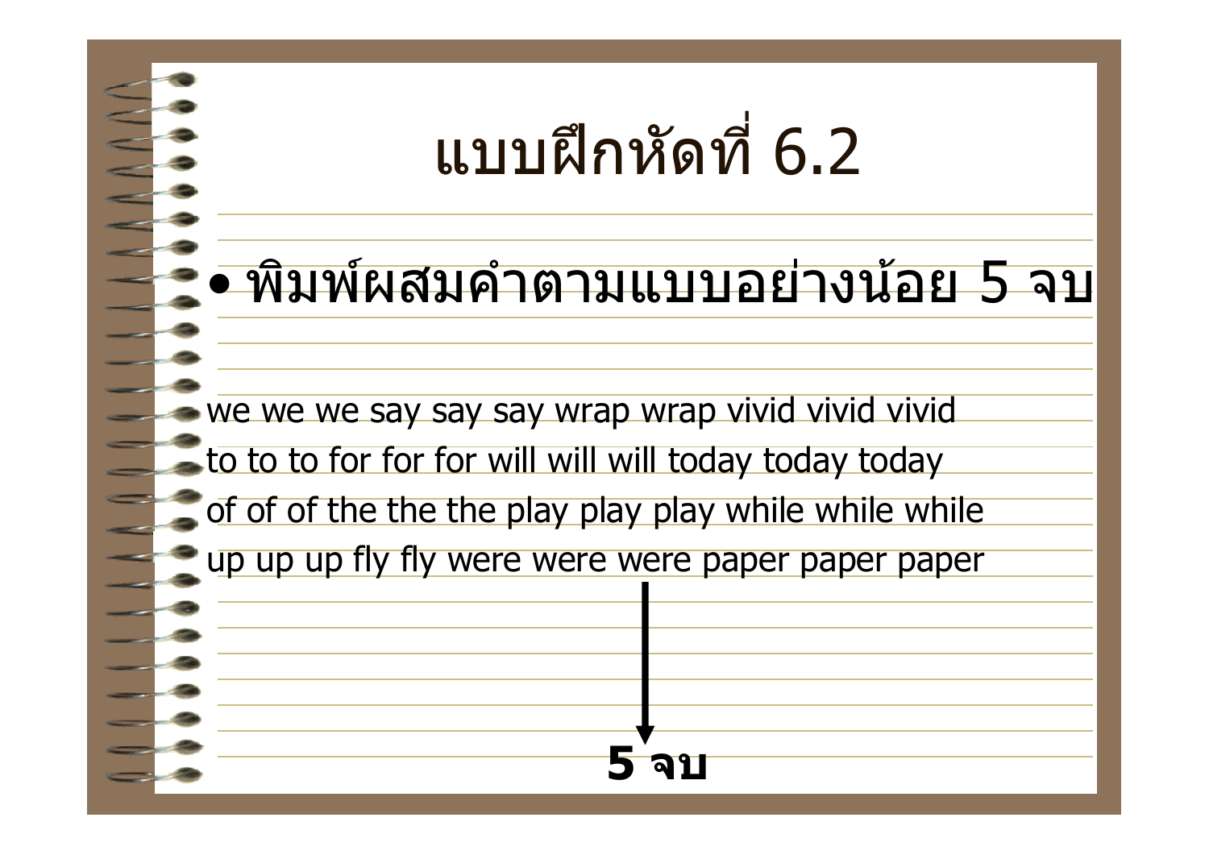# แบบฝึกหัดที่ 6.2

- พิมพ์ผสมคำตามแบบอย่างน้อย 5 จบ

we we we say say say wrap wrap vivid vivid vivid
to to to for for for will will will today today today
of of of the the the play play play while while while
up up up fly fly were were were paper paper paper

**5 จบ**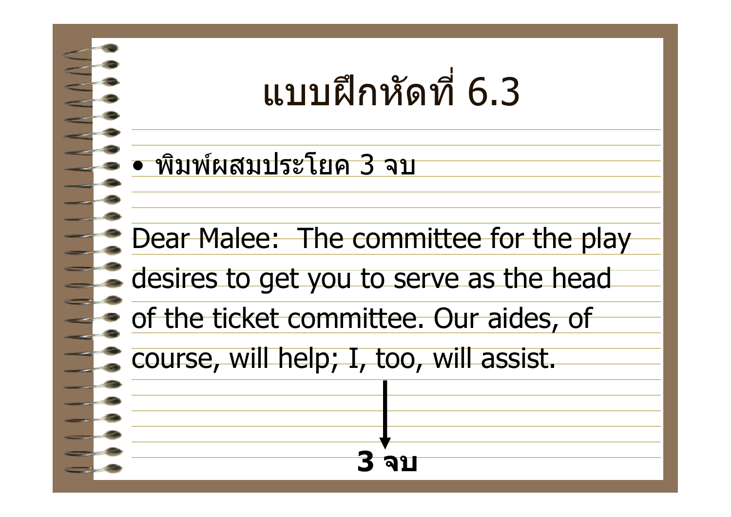# แบบฝึกหัดที่ 6.3

- พิมพ์ผสมประโยค 3 จบ

Dear Malee: The committee for the play desires to get you to serve as the head of the ticket committee. Our aides, of course, will help; I, too, will assist.

**3 จบ**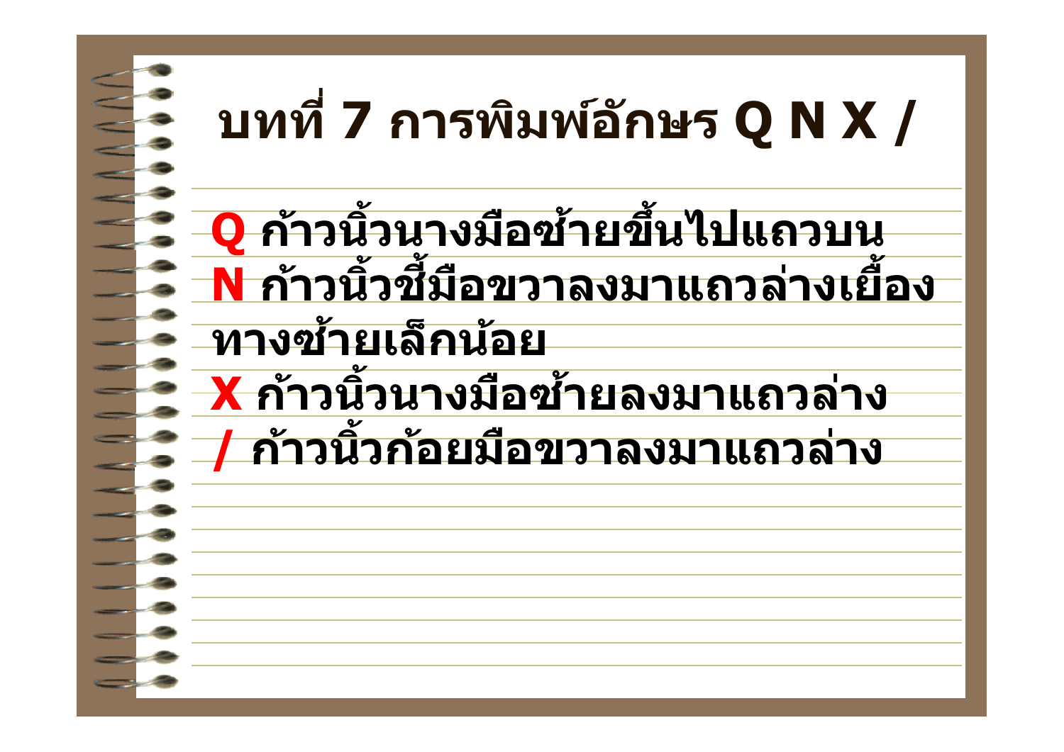# บทที่ 7 การพิมพ์อักษร Q N X /

**Q** ก้าวนิ้วนางมือซ้ายขึ้นไปแถวบน
**N** ก้าวนิ้วชี้มือขวาลงมาแถวล่างเยื้องทางซ้ายเล็กน้อย
**X** ก้าวนิ้วนางมือซ้ายลงมาแถวล่าง
**/** ก้าวนิ้วก้อยมือขวาลงมาแถวล่าง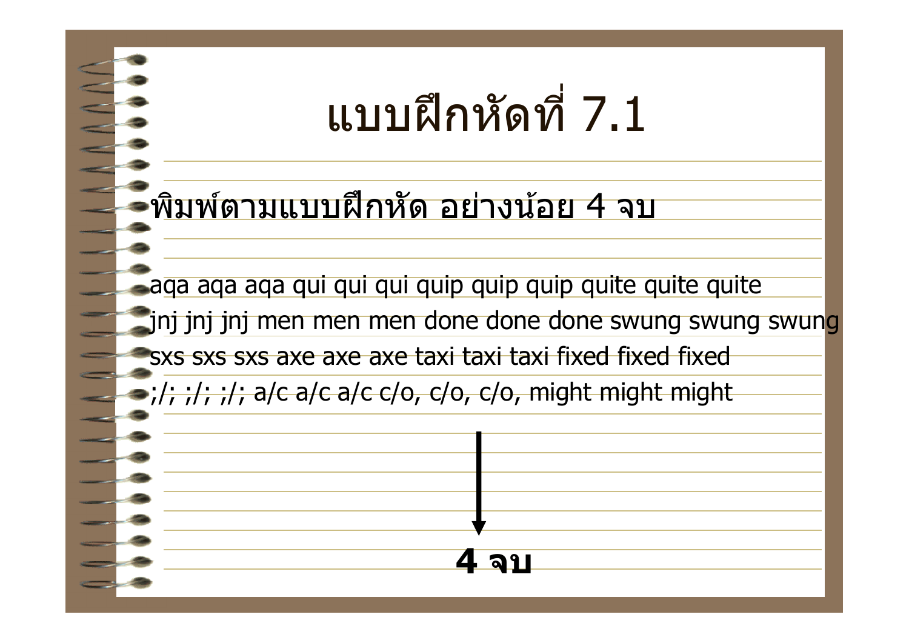# แบบฝึกหัดที่ 7.1

- พิมพ์ตามแบบฝึกหัด อย่างน้อย 4 จบ

aqa aqa aqa qui qui qui quip quip quip quite quite quite
jnj jnj jnj men men men done done done swung swung swung
sxs sxs sxs axe axe axe taxi taxi taxi fixed fixed fixed
;/; ;/; ;/; a/c a/c a/c c/o, c/o, c/o, might might might

**4 จบ**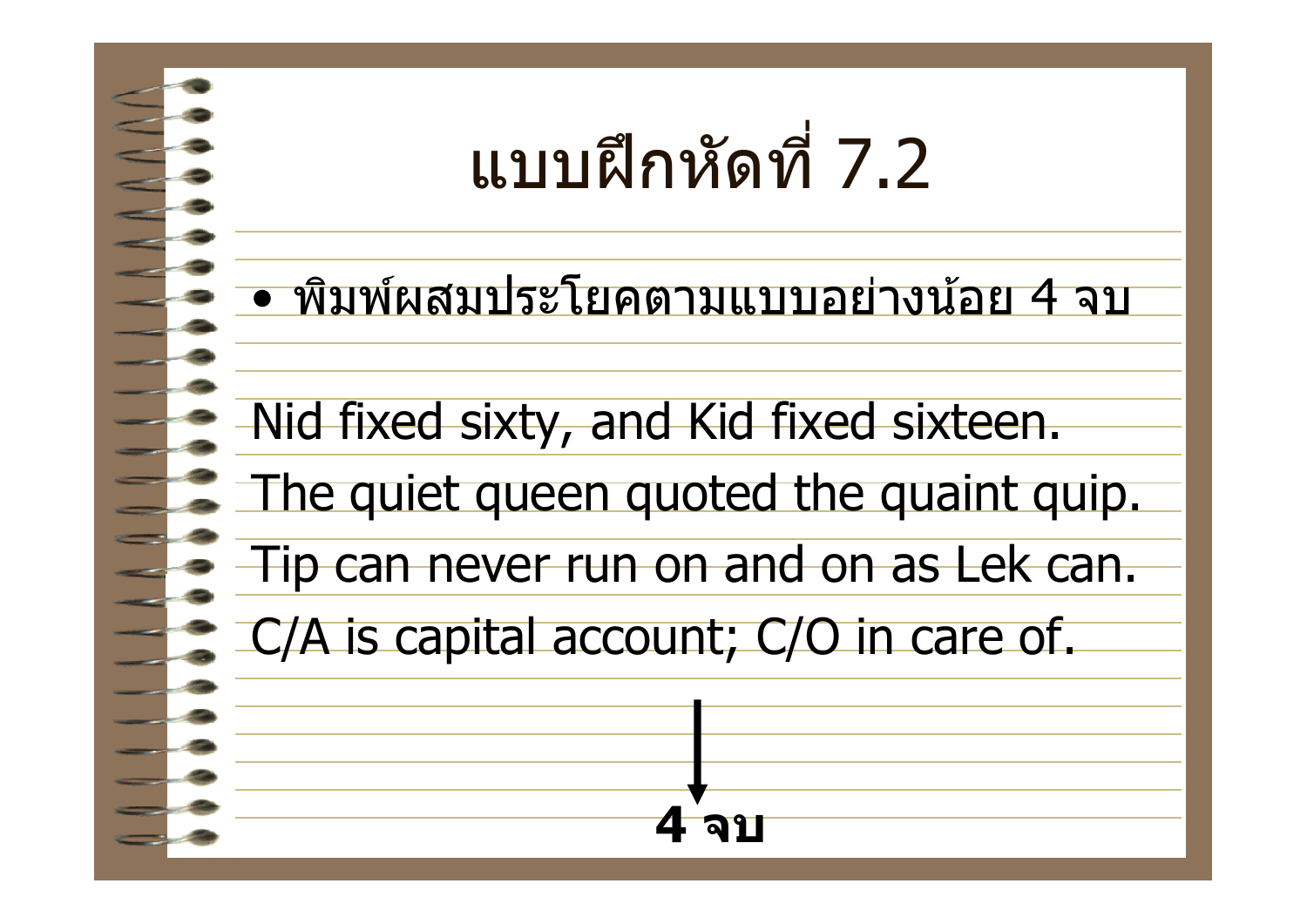# แบบฝึกหัดที่ 7.2

- พิมพ์ผสมประโยคตามแบบอย่างน้อย 4 จบ

Nid fixed sixty, and Kid fixed sixteen.
The quiet queen quoted the quaint quip.
Tip can never run on and on as Lek can.
C/A is capital account; C/O in care of.

↓

**4 จบ**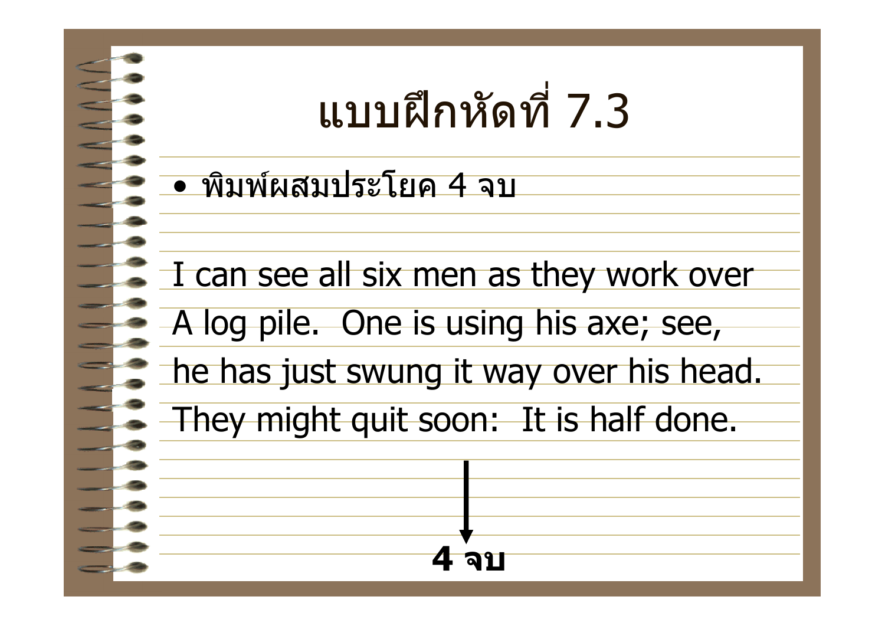# แบบฝึกหัดที่ 7.3

- พิมพ์ผสมประโยค 4 จบ

I can see all six men as they work over
A log pile.  One is using his axe; see,
he has just swung it way over his head.
They might quit soon:  It is half done.

**4 จบ**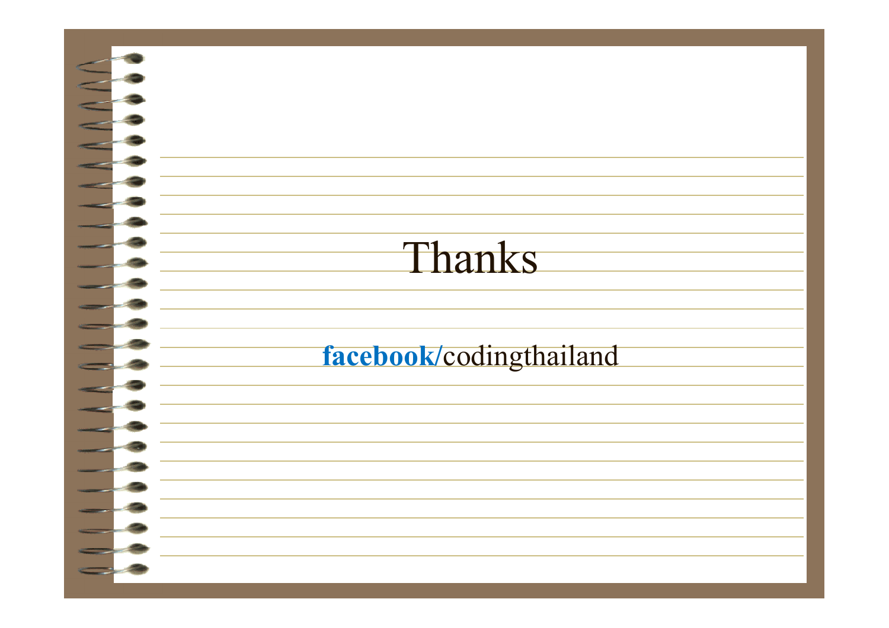# Thanks

**facebook/**codingthailand